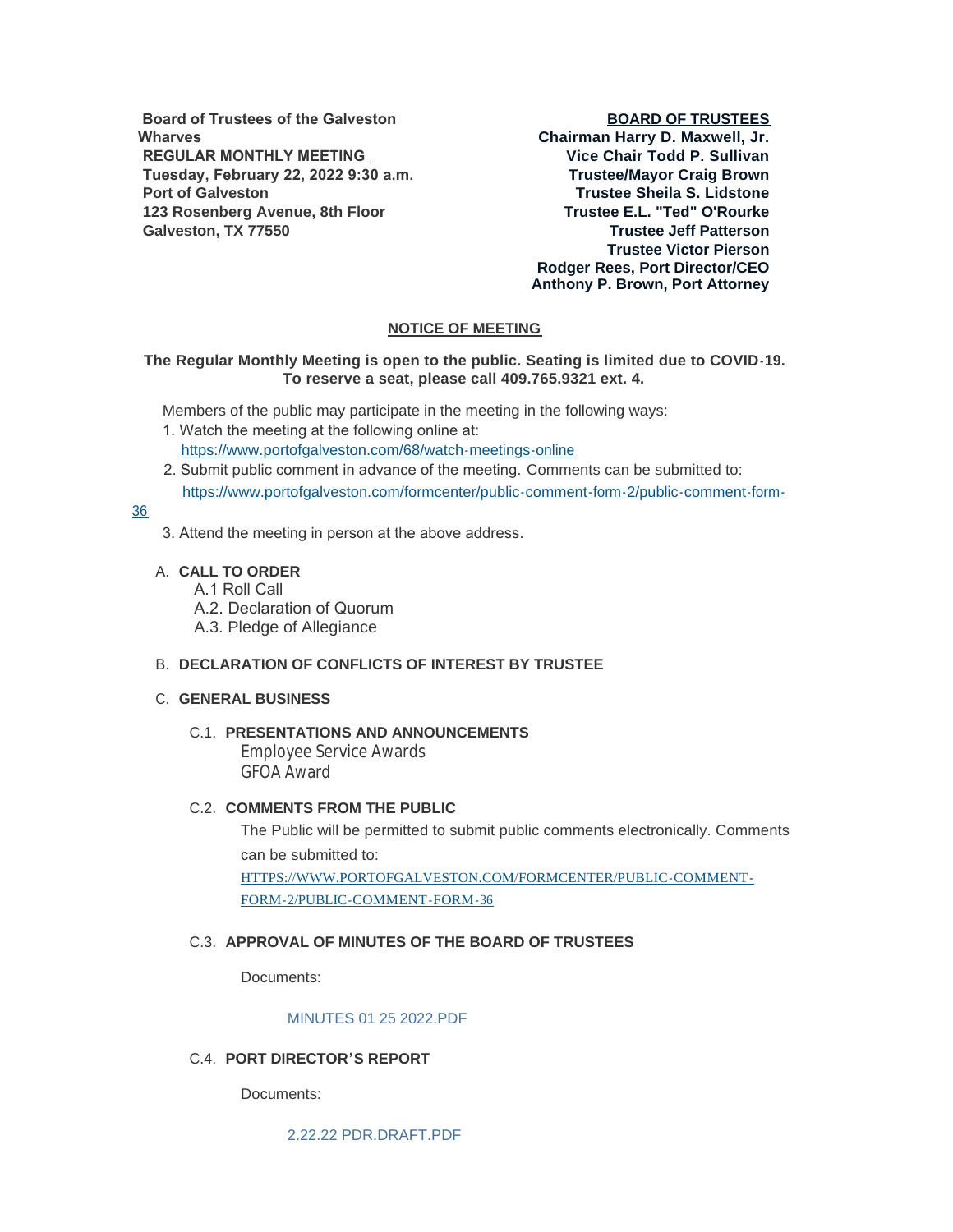**Board of Trustees of the Galveston Wharves**
**REGULAR MONTHLY MEETING**
**Tuesday, February 22, 2022 9:30 a.m.**
**Port of Galveston**
**123 Rosenberg Avenue, 8th Floor**
**Galveston, TX 77550**

**BOARD OF TRUSTEES**
**Chairman Harry D. Maxwell, Jr.**
**Vice Chair Todd P. Sullivan**
**Trustee/Mayor Craig Brown**
**Trustee Sheila S. Lidstone**
**Trustee E.L. "Ted" O'Rourke**
**Trustee Jeff Patterson**
**Trustee Victor Pierson**
**Rodger Rees, Port Director/CEO**
**Anthony P. Brown, Port Attorney**

## NOTICE OF MEETING

**The Regular Monthly Meeting is open to the public. Seating is limited due to COVID-19. To reserve a seat, please call 409.765.9321 ext. 4.**

Members of the public may participate in the meeting in the following ways:

1. Watch the meeting at the following online at: https://www.portofgalveston.com/68/watch-meetings-online
2. Submit public comment in advance of the meeting. Comments can be submitted to: https://www.portofgalveston.com/formcenter/public-comment-form-2/public-comment-form-36
3. Attend the meeting in person at the above address.

A. **CALL TO ORDER**
  - A.1 Roll Call
  - A.2. Declaration of Quorum
  - A.3. Pledge of Allegiance

B. **DECLARATION OF CONFLICTS OF INTEREST BY TRUSTEE**

C. **GENERAL BUSINESS**

C.1. **PRESENTATIONS AND ANNOUNCEMENTS**

Employee Service Awards
GFOA Award

C.2. **COMMENTS FROM THE PUBLIC**

The Public will be permitted to submit public comments electronically. Comments can be submitted to:

HTTPS://WWW.PORTOFGALVESTON.COM/FORMCENTER/PUBLIC-COMMENT-FORM-2/PUBLIC-COMMENT-FORM-36

C.3. **APPROVAL OF MINUTES OF THE BOARD OF TRUSTEES**

Documents:

MINUTES 01 25 2022.PDF

C.4. **PORT DIRECTOR'S REPORT**

Documents:

2.22.22 PDR.DRAFT.PDF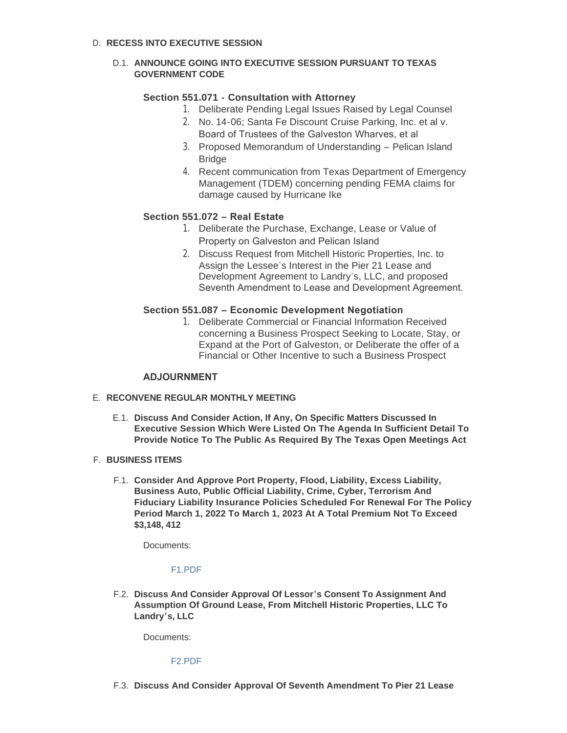D. **RECESS INTO EXECUTIVE SESSION**

D.1. **ANNOUNCE GOING INTO EXECUTIVE SESSION PURSUANT TO TEXAS GOVERNMENT CODE**

**Section 551.071 - Consultation with Attorney**

1. Deliberate Pending Legal Issues Raised by Legal Counsel
2. No. 14-06; Santa Fe Discount Cruise Parking, Inc. et al v. Board of Trustees of the Galveston Wharves, et al
3. Proposed Memorandum of Understanding – Pelican Island Bridge
4. Recent communication from Texas Department of Emergency Management (TDEM) concerning pending FEMA claims for damage caused by Hurricane Ike

**Section 551.072 – Real Estate**

1. Deliberate the Purchase, Exchange, Lease or Value of Property on Galveston and Pelican Island
2. Discuss Request from Mitchell Historic Properties, Inc. to Assign the Lessee's Interest in the Pier 21 Lease and Development Agreement to Landry's, LLC, and proposed Seventh Amendment to Lease and Development Agreement.

**Section 551.087 – Economic Development Negotiation**

1. Deliberate Commercial or Financial Information Received concerning a Business Prospect Seeking to Locate, Stay, or Expand at the Port of Galveston, or Deliberate the offer of a Financial or Other Incentive to such a Business Prospect

**ADJOURNMENT**

E. **RECONVENE REGULAR MONTHLY MEETING**

E.1. **Discuss And Consider Action, If Any, On Specific Matters Discussed In Executive Session Which Were Listed On The Agenda In Sufficient Detail To Provide Notice To The Public As Required By The Texas Open Meetings Act**

F. **BUSINESS ITEMS**

F.1. **Consider And Approve Port Property, Flood, Liability, Excess Liability, Business Auto, Public Official Liability, Crime, Cyber, Terrorism And Fiduciary Liability Insurance Policies Scheduled For Renewal For The Policy Period March 1, 2022 To March 1, 2023 At A Total Premium Not To Exceed $3,148, 412**

Documents:

F1.PDF

F.2. **Discuss And Consider Approval Of Lessor's Consent To Assignment And Assumption Of Ground Lease, From Mitchell Historic Properties, LLC To Landry's, LLC**

Documents:

F2.PDF

F.3. **Discuss And Consider Approval Of Seventh Amendment To Pier 21 Lease**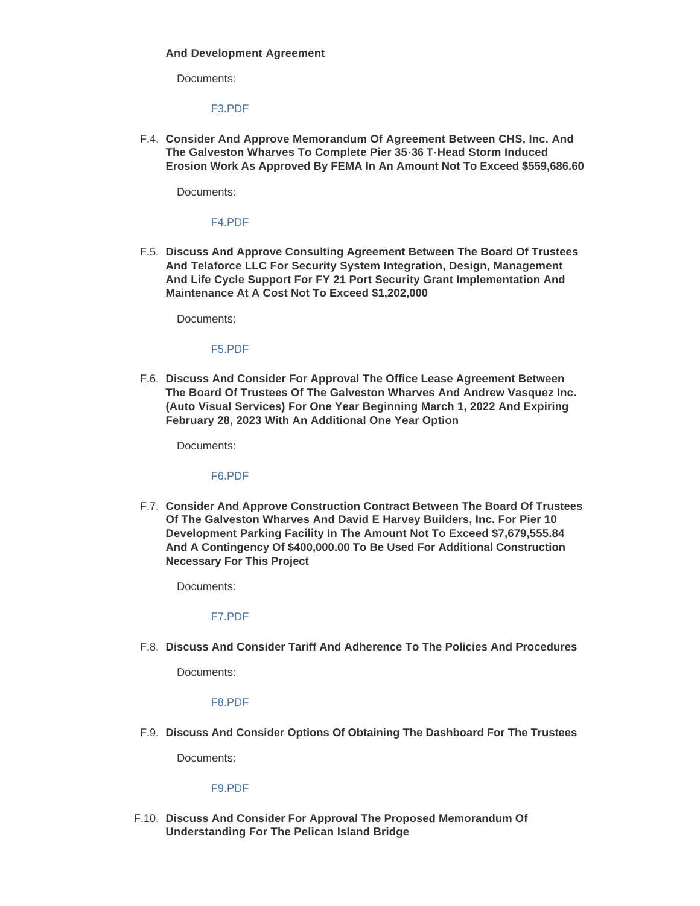**And Development Agreement**

Documents:

F3.PDF

F.4. **Consider And Approve Memorandum Of Agreement Between CHS, Inc. And The Galveston Wharves To Complete Pier 35-36 T-Head Storm Induced Erosion Work As Approved By FEMA In An Amount Not To Exceed $559,686.60**

Documents:

F4.PDF

F.5. **Discuss And Approve Consulting Agreement Between The Board Of Trustees And Telaforce LLC For Security System Integration, Design, Management And Life Cycle Support For FY 21 Port Security Grant Implementation And Maintenance At A Cost Not To Exceed $1,202,000**

Documents:

F5.PDF

F.6. **Discuss And Consider For Approval The Office Lease Agreement Between The Board Of Trustees Of The Galveston Wharves And Andrew Vasquez Inc. (Auto Visual Services) For One Year Beginning March 1, 2022 And Expiring February 28, 2023 With An Additional One Year Option**

Documents:

F6.PDF

F.7. **Consider And Approve Construction Contract Between The Board Of Trustees Of The Galveston Wharves And David E Harvey Builders, Inc. For Pier 10 Development Parking Facility In The Amount Not To Exceed $7,679,555.84 And A Contingency Of $400,000.00 To Be Used For Additional Construction Necessary For This Project**

Documents:

F7.PDF

F.8. **Discuss And Consider Tariff And Adherence To The Policies And Procedures**

Documents:

F8.PDF

F.9. **Discuss And Consider Options Of Obtaining The Dashboard For The Trustees**

Documents:

F9.PDF

F.10. **Discuss And Consider For Approval The Proposed Memorandum Of Understanding For The Pelican Island Bridge**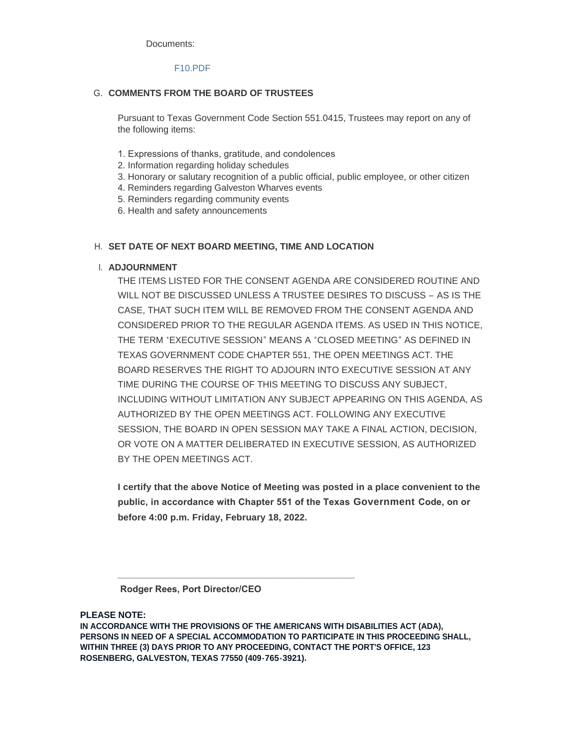Documents:

F10.PDF

G. **COMMENTS FROM THE BOARD OF TRUSTEES**

Pursuant to Texas Government Code Section 551.0415, Trustees may report on any of the following items:

1. Expressions of thanks, gratitude, and condolences
2. Information regarding holiday schedules
3. Honorary or salutary recognition of a public official, public employee, or other citizen
4. Reminders regarding Galveston Wharves events
5. Reminders regarding community events
6. Health and safety announcements

H. **SET DATE OF NEXT BOARD MEETING, TIME AND LOCATION**

I. **ADJOURNMENT**

THE ITEMS LISTED FOR THE CONSENT AGENDA ARE CONSIDERED ROUTINE AND WILL NOT BE DISCUSSED UNLESS A TRUSTEE DESIRES TO DISCUSS – AS IS THE CASE, THAT SUCH ITEM WILL BE REMOVED FROM THE CONSENT AGENDA AND CONSIDERED PRIOR TO THE REGULAR AGENDA ITEMS. AS USED IN THIS NOTICE, THE TERM "EXECUTIVE SESSION" MEANS A "CLOSED MEETING" AS DEFINED IN TEXAS GOVERNMENT CODE CHAPTER 551, THE OPEN MEETINGS ACT. THE BOARD RESERVES THE RIGHT TO ADJOURN INTO EXECUTIVE SESSION AT ANY TIME DURING THE COURSE OF THIS MEETING TO DISCUSS ANY SUBJECT, INCLUDING WITHOUT LIMITATION ANY SUBJECT APPEARING ON THIS AGENDA, AS AUTHORIZED BY THE OPEN MEETINGS ACT. FOLLOWING ANY EXECUTIVE SESSION, THE BOARD IN OPEN SESSION MAY TAKE A FINAL ACTION, DECISION, OR VOTE ON A MATTER DELIBERATED IN EXECUTIVE SESSION, AS AUTHORIZED BY THE OPEN MEETINGS ACT.

**I certify that the above Notice of Meeting was posted in a place convenient to the public, in accordance with Chapter 551 of the Texas Government Code, on or before 4:00 p.m. Friday, February 18, 2022.**

\_\_\_\_\_\_\_\_\_\_\_\_\_\_\_\_\_\_\_\_\_\_\_\_\_\_\_\_\_\_\_\_\_\_\_\_\_\_\_\_\_\_\_\_\_\_

**Rodger Rees, Port Director/CEO**

**PLEASE NOTE:**

**IN ACCORDANCE WITH THE PROVISIONS OF THE AMERICANS WITH DISABILITIES ACT (ADA), PERSONS IN NEED OF A SPECIAL ACCOMMODATION TO PARTICIPATE IN THIS PROCEEDING SHALL, WITHIN THREE (3) DAYS PRIOR TO ANY PROCEEDING, CONTACT THE PORT'S OFFICE, 123 ROSENBERG, GALVESTON, TEXAS 77550 (409-765-3921).**